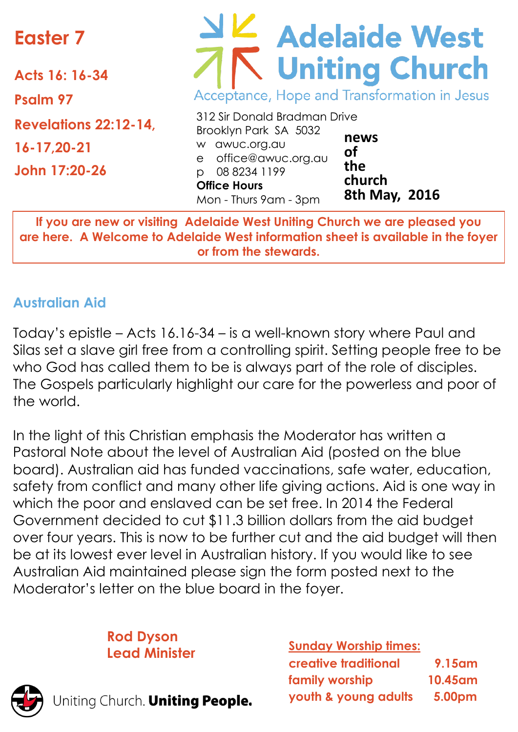# Easter 7

**Acts 16: 16-34**

**Psalm 97**

**Revelations 22:12-14, 16-17,20-21**

**John 17:20-26**

# Adelaide West Uniting Church

Acceptance, Hope and Transformation in Jesus

312 Sir Donald Bradman Drive
Brooklyn Park SA 5032
w awuc.org.au
e office@awuc.org.au
p 08 8234 1199
**Office Hours**
Mon - Thurs 9am - 3pm

**news of the church**
**8th May, 2016**

**If you are new or visiting Adelaide West Uniting Church we are pleased you are here. A Welcome to Adelaide West information sheet is available in the foyer or from the stewards.**

## Australian Aid

Today's epistle – Acts 16.16-34 – is a well-known story where Paul and Silas set a slave girl free from a controlling spirit. Setting people free to be who God has called them to be is always part of the role of disciples. The Gospels particularly highlight our care for the powerless and poor of the world.

In the light of this Christian emphasis the Moderator has written a Pastoral Note about the level of Australian Aid (posted on the blue board). Australian aid has funded vaccinations, safe water, education, safety from conflict and many other life giving actions. Aid is one way in which the poor and enslaved can be set free. In 2014 the Federal Government decided to cut $11.3 billion dollars from the aid budget over four years. This is now to be further cut and the aid budget will then be at its lowest ever level in Australian history. If you would like to see Australian Aid maintained please sign the form posted next to the Moderator's letter on the blue board in the foyer.

**Rod Dyson**
**Lead Minister**

**Sunday Worship times:**

| | |
|---|---|
| creative traditional | 9.15am |
| family worship | 10.45am |
| youth & young adults | 5.00pm |

Uniting Church. **Uniting People.**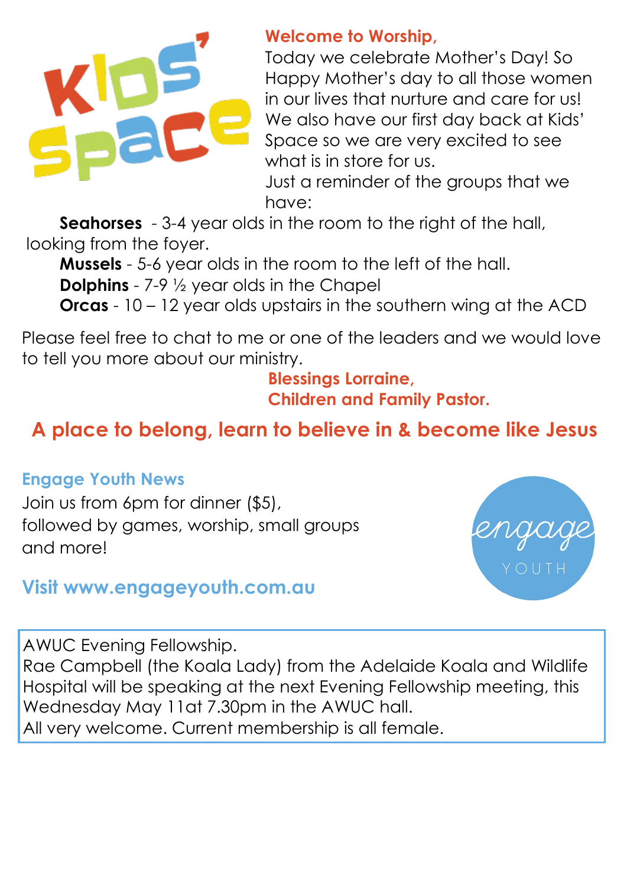## Welcome to Worship,

Today we celebrate Mother's Day! So Happy Mother's day to all those women in our lives that nurture and care for us! We also have our first day back at Kids' Space so we are very excited to see what is in store for us.

Just a reminder of the groups that we have:

**Seahorses** - 3-4 year olds in the room to the right of the hall, looking from the foyer.

**Mussels** - 5-6 year olds in the room to the left of the hall.

**Dolphins** - 7-9 ½ year olds in the Chapel

**Orcas** - 10 – 12 year olds upstairs in the southern wing at the ACD

Please feel free to chat to me or one of the leaders and we would love to tell you more about our ministry.

**Blessings Lorraine,**
**Children and Family Pastor.**

## A place to belong, learn to believe in & become like Jesus

### Engage Youth News

Join us from 6pm for dinner ($5), followed by games, worship, small groups and more!

**Visit www.engageyouth.com.au**

AWUC Evening Fellowship.
Rae Campbell (the Koala Lady) from the Adelaide Koala and Wildlife Hospital will be speaking at the next Evening Fellowship meeting, this Wednesday May 11at 7.30pm in the AWUC hall.
All very welcome. Current membership is all female.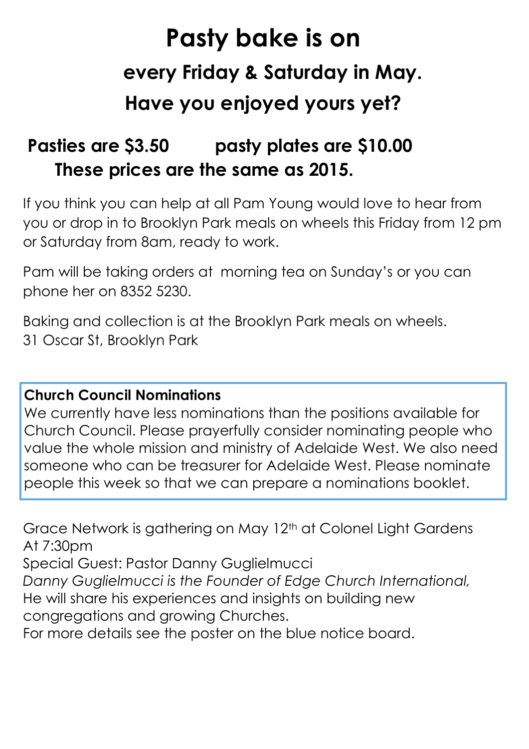# Pasty bake is on

## every Friday & Saturday in May.

## Have you enjoyed yours yet?

**Pasties are $3.50 pasty plates are $10.00**

**These prices are the same as 2015.**

If you think you can help at all Pam Young would love to hear from you or drop in to Brooklyn Park meals on wheels this Friday from 12 pm or Saturday from 8am, ready to work.

Pam will be taking orders at morning tea on Sunday's or you can phone her on 8352 5230.

Baking and collection is at the Brooklyn Park meals on wheels.
31 Oscar St, Brooklyn Park

**Church Council Nominations**

We currently have less nominations than the positions available for Church Council. Please prayerfully consider nominating people who value the whole mission and ministry of Adelaide West. We also need someone who can be treasurer for Adelaide West. Please nominate people this week so that we can prepare a nominations booklet.

Grace Network is gathering on May 12th at Colonel Light Gardens
At 7:30pm
Special Guest: Pastor Danny Guglielmucci
*Danny Guglielmucci is the Founder of Edge Church International,*
He will share his experiences and insights on building new congregations and growing Churches.
For more details see the poster on the blue notice board.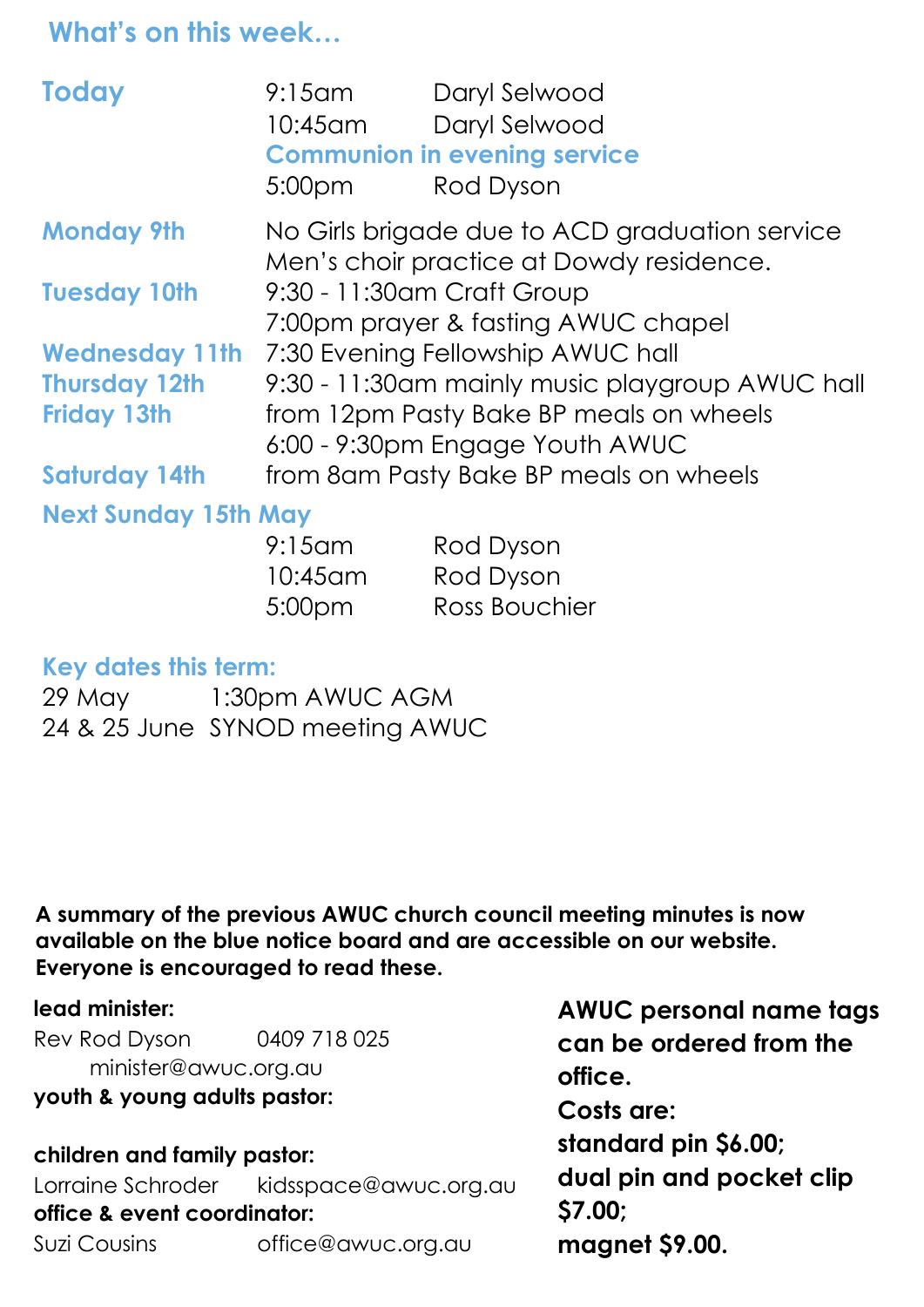## What's on this week…

| | | |
|---|---|---|
| **Today** | 9:15am | Daryl Selwood |
| | 10:45am | Daryl Selwood |
| | **Communion in evening service** | |
| | 5:00pm | Rod Dyson |
| **Monday 9th** | No Girls brigade due to ACD graduation service | |
| | Men's choir practice at Dowdy residence. | |
| **Tuesday 10th** | 9:30 - 11:30am Craft Group | |
| | 7:00pm prayer & fasting AWUC chapel | |
| **Wednesday 11th** | 7:30 Evening Fellowship AWUC hall | |
| **Thursday 12th** | 9:30 - 11:30am mainly music playgroup AWUC hall | |
| **Friday 13th** | from 12pm Pasty Bake BP meals on wheels | |
| | 6:00 - 9:30pm Engage Youth AWUC | |
| **Saturday 14th** | from 8am Pasty Bake BP meals on wheels | |
| **Next Sunday 15th May** | | |
| | 9:15am | Rod Dyson |
| | 10:45am | Rod Dyson |
| | 5:00pm | Ross Bouchier |

### Key dates this term:

| | |
|---|---|
| 29 May | 1:30pm AWUC AGM |
| 24 & 25 June | SYNOD meeting AWUC |

**A summary of the previous AWUC church council meeting minutes is now available on the blue notice board and are accessible on our website. Everyone is encouraged to read these.**

**lead minister:**
Rev Rod Dyson 0409 718 025
minister@awuc.org.au

**youth & young adults pastor:**

**children and family pastor:**
Lorraine Schroder kidsspace@awuc.org.au

**office & event coordinator:**
Suzi Cousins office@awuc.org.au

**AWUC personal name tags can be ordered from the office.**
**Costs are:**
**standard pin $6.00;**
**dual pin and pocket clip $7.00;**
**magnet $9.00.**